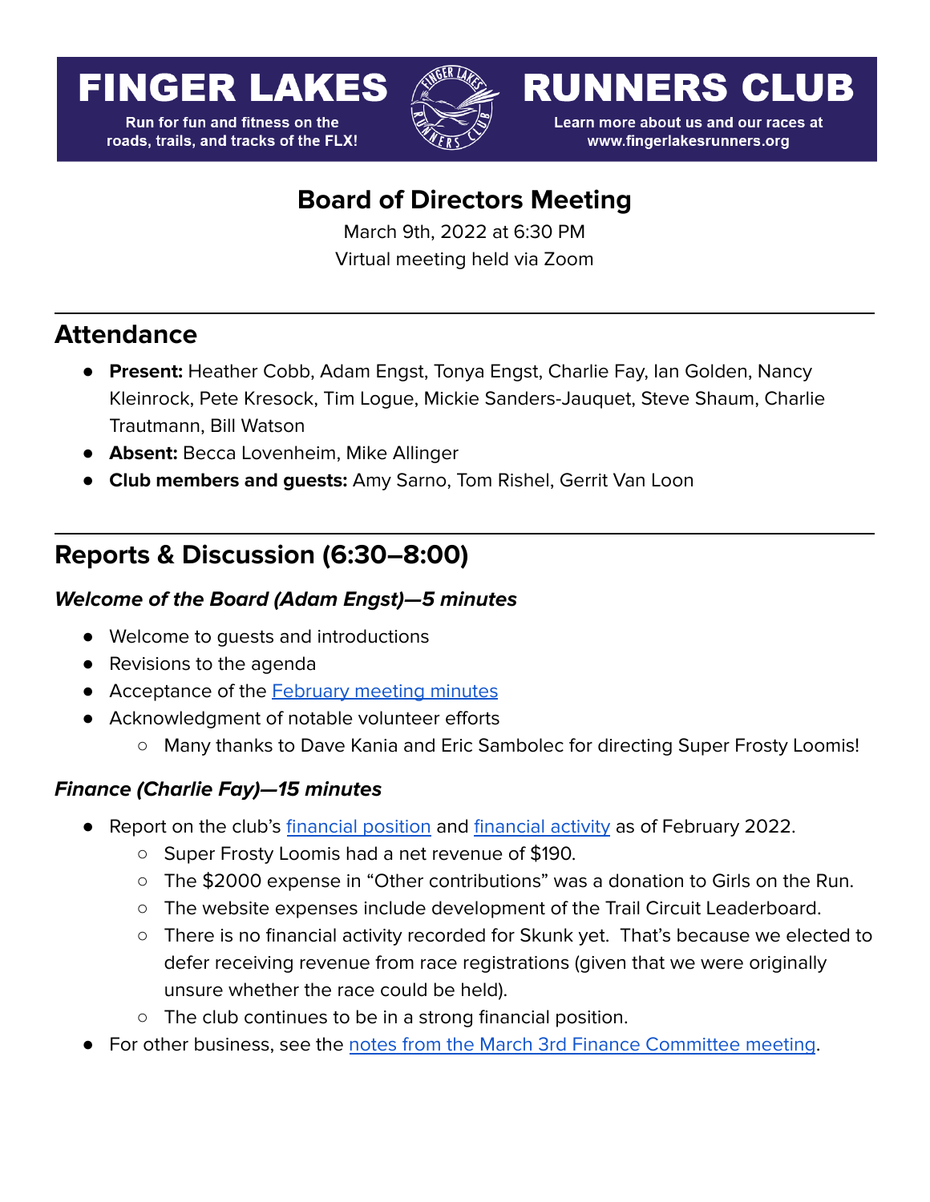# FINGER LAKES RUNNERS CLUB

Run for fun and fitness on the roads, trails, and tracks of the FLX!

Learn more about us and our races at www.fingerlakesrunners.org

## Board of Directors Meeting

March 9th, 2022 at 6:30 PM

Virtual meeting held via Zoom

---

## Attendance

- **Present:** Heather Cobb, Adam Engst, Tonya Engst, Charlie Fay, Ian Golden, Nancy Kleinrock, Pete Kresock, Tim Logue, Mickie Sanders-Jauquet, Steve Shaum, Charlie Trautmann, Bill Watson
- **Absent:** Becca Lovenheim, Mike Allinger
- **Club members and guests:** Amy Sarno, Tom Rishel, Gerrit Van Loon

---

## Reports & Discussion (6:30–8:00)

### *Welcome of the Board (Adam Engst)—5 minutes*

- Welcome to guests and introductions
- Revisions to the agenda
- Acceptance of the February meeting minutes
- Acknowledgment of notable volunteer efforts
    - Many thanks to Dave Kania and Eric Sambolec for directing Super Frosty Loomis!

### *Finance (Charlie Fay)—15 minutes*

- Report on the club's financial position and financial activity as of February 2022.
    - Super Frosty Loomis had a net revenue of $190.
    - The $2000 expense in "Other contributions" was a donation to Girls on the Run.
    - The website expenses include development of the Trail Circuit Leaderboard.
    - There is no financial activity recorded for Skunk yet. That's because we elected to defer receiving revenue from race registrations (given that we were originally unsure whether the race could be held).
    - The club continues to be in a strong financial position.
- For other business, see the notes from the March 3rd Finance Committee meeting.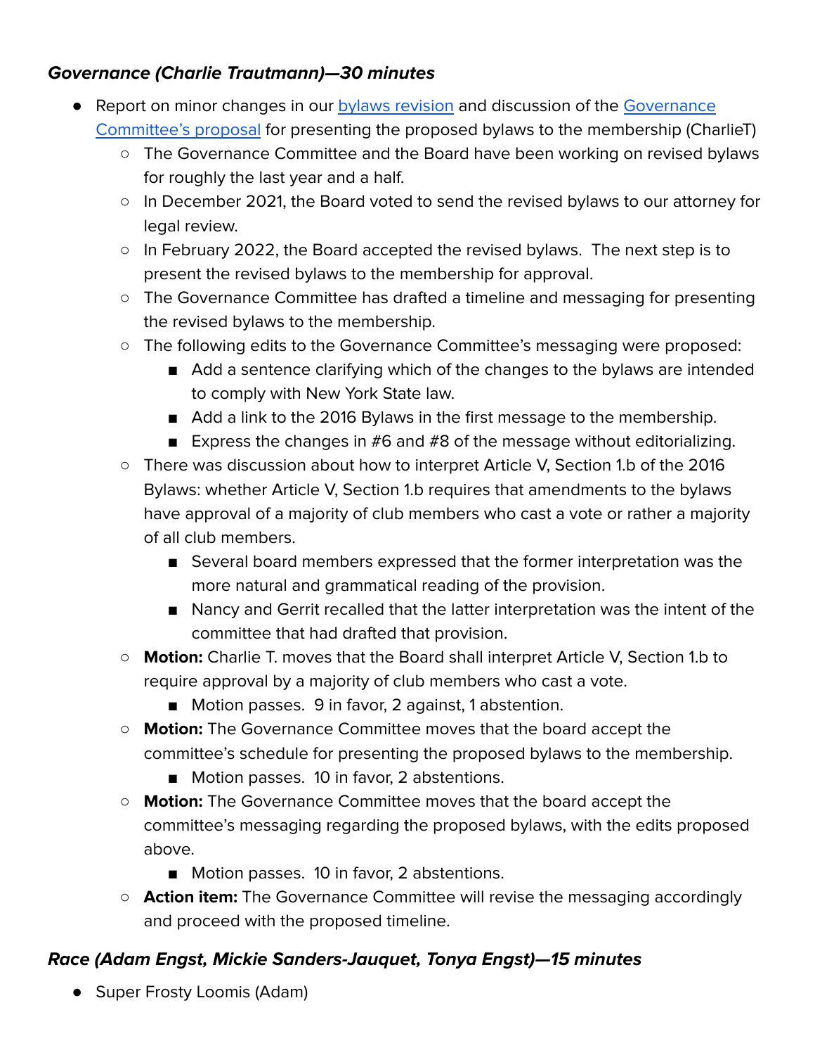### ***Governance (Charlie Trautmann)—30 minutes***

- Report on minor changes in our [bylaws revision] and discussion of the [Governance Committee's proposal] for presenting the proposed bylaws to the membership (CharlieT)
  - The Governance Committee and the Board have been working on revised bylaws for roughly the last year and a half.
  - In December 2021, the Board voted to send the revised bylaws to our attorney for legal review.
  - In February 2022, the Board accepted the revised bylaws. The next step is to present the revised bylaws to the membership for approval.
  - The Governance Committee has drafted a timeline and messaging for presenting the revised bylaws to the membership.
  - The following edits to the Governance Committee's messaging were proposed:
    - Add a sentence clarifying which of the changes to the bylaws are intended to comply with New York State law.
    - Add a link to the 2016 Bylaws in the first message to the membership.
    - Express the changes in #6 and #8 of the message without editorializing.
  - There was discussion about how to interpret Article V, Section 1.b of the 2016 Bylaws: whether Article V, Section 1.b requires that amendments to the bylaws have approval of a majority of club members who cast a vote or rather a majority of all club members.
    - Several board members expressed that the former interpretation was the more natural and grammatical reading of the provision.
    - Nancy and Gerrit recalled that the latter interpretation was the intent of the committee that had drafted that provision.
  - **Motion:** Charlie T. moves that the Board shall interpret Article V, Section 1.b to require approval by a majority of club members who cast a vote.
    - Motion passes. 9 in favor, 2 against, 1 abstention.
  - **Motion:** The Governance Committee moves that the board accept the committee's schedule for presenting the proposed bylaws to the membership.
    - Motion passes. 10 in favor, 2 abstentions.
  - **Motion:** The Governance Committee moves that the board accept the committee's messaging regarding the proposed bylaws, with the edits proposed above.
    - Motion passes. 10 in favor, 2 abstentions.
  - **Action item:** The Governance Committee will revise the messaging accordingly and proceed with the proposed timeline.

### ***Race (Adam Engst, Mickie Sanders-Jauquet, Tonya Engst)—15 minutes***

- Super Frosty Loomis (Adam)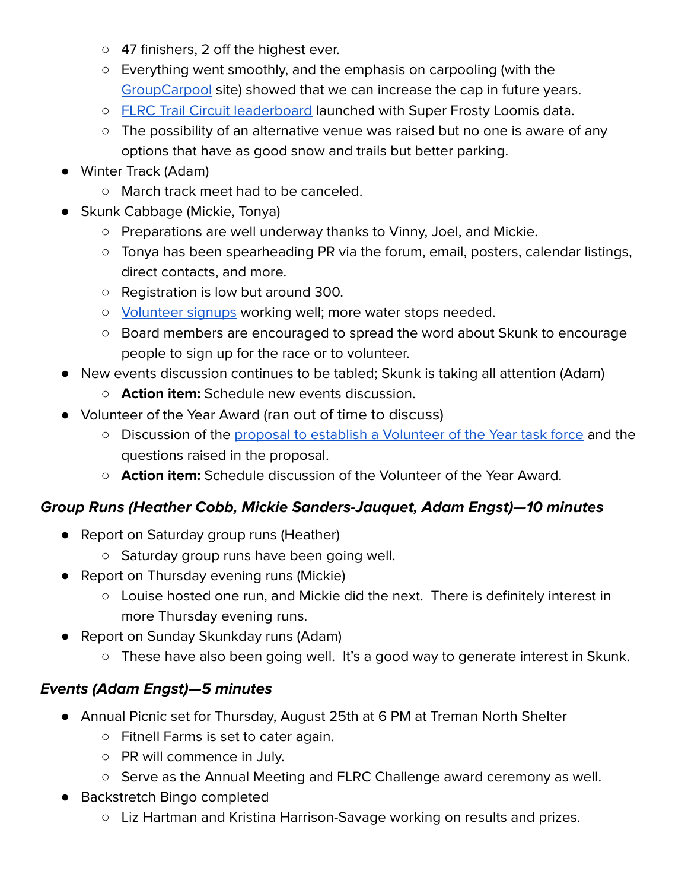- 47 finishers, 2 off the highest ever.
    - Everything went smoothly, and the emphasis on carpooling (with the GroupCarpool site) showed that we can increase the cap in future years.
    - FLRC Trail Circuit leaderboard launched with Super Frosty Loomis data.
    - The possibility of an alternative venue was raised but no one is aware of any options that have as good snow and trails but better parking.
- Winter Track (Adam)
    - March track meet had to be canceled.
- Skunk Cabbage (Mickie, Tonya)
    - Preparations are well underway thanks to Vinny, Joel, and Mickie.
    - Tonya has been spearheading PR via the forum, email, posters, calendar listings, direct contacts, and more.
    - Registration is low but around 300.
    - Volunteer signups working well; more water stops needed.
    - Board members are encouraged to spread the word about Skunk to encourage people to sign up for the race or to volunteer.
- New events discussion continues to be tabled; Skunk is taking all attention (Adam)
    - **Action item:** Schedule new events discussion.
- Volunteer of the Year Award (ran out of time to discuss)
    - Discussion of the proposal to establish a Volunteer of the Year task force and the questions raised in the proposal.
    - **Action item:** Schedule discussion of the Volunteer of the Year Award.

### *Group Runs (Heather Cobb, Mickie Sanders-Jauquet, Adam Engst)—10 minutes*

- Report on Saturday group runs (Heather)
    - Saturday group runs have been going well.
- Report on Thursday evening runs (Mickie)
    - Louise hosted one run, and Mickie did the next.  There is definitely interest in more Thursday evening runs.
- Report on Sunday Skunkday runs (Adam)
    - These have also been going well.  It's a good way to generate interest in Skunk.

### *Events (Adam Engst)—5 minutes*

- Annual Picnic set for Thursday, August 25th at 6 PM at Treman North Shelter
    - Fitnell Farms is set to cater again.
    - PR will commence in July.
    - Serve as the Annual Meeting and FLRC Challenge award ceremony as well.
- Backstretch Bingo completed
    - Liz Hartman and Kristina Harrison-Savage working on results and prizes.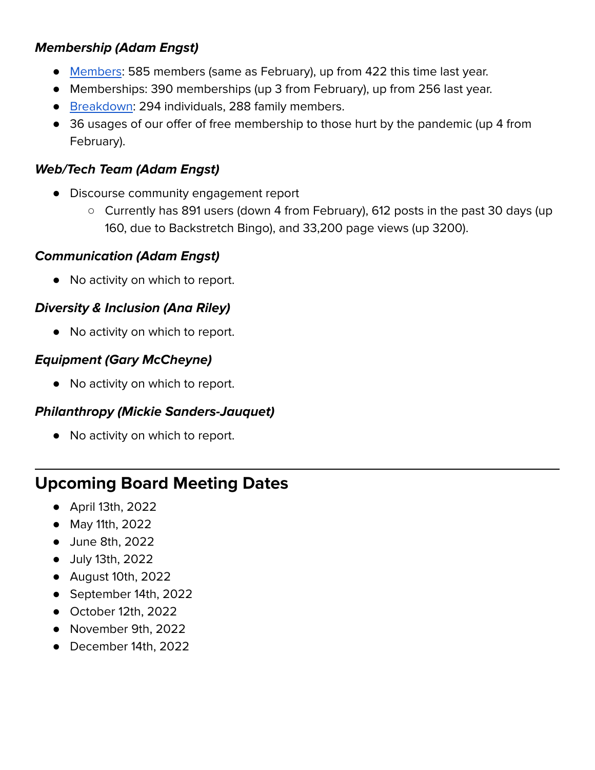### ***Membership (Adam Engst)***

- Members: 585 members (same as February), up from 422 this time last year.
- Memberships: 390 memberships (up 3 from February), up from 256 last year.
- Breakdown: 294 individuals, 288 family members.
- 36 usages of our offer of free membership to those hurt by the pandemic (up 4 from February).

### ***Web/Tech Team (Adam Engst)***

- Discourse community engagement report
  - Currently has 891 users (down 4 from February), 612 posts in the past 30 days (up 160, due to Backstretch Bingo), and 33,200 page views (up 3200).

### ***Communication (Adam Engst)***

- No activity on which to report.

### ***Diversity & Inclusion (Ana Riley)***

- No activity on which to report.

### ***Equipment (Gary McCheyne)***

- No activity on which to report.

### ***Philanthropy (Mickie Sanders-Jauquet)***

- No activity on which to report.

---

## Upcoming Board Meeting Dates

- April 13th, 2022
- May 11th, 2022
- June 8th, 2022
- July 13th, 2022
- August 10th, 2022
- September 14th, 2022
- October 12th, 2022
- November 9th, 2022
- December 14th, 2022